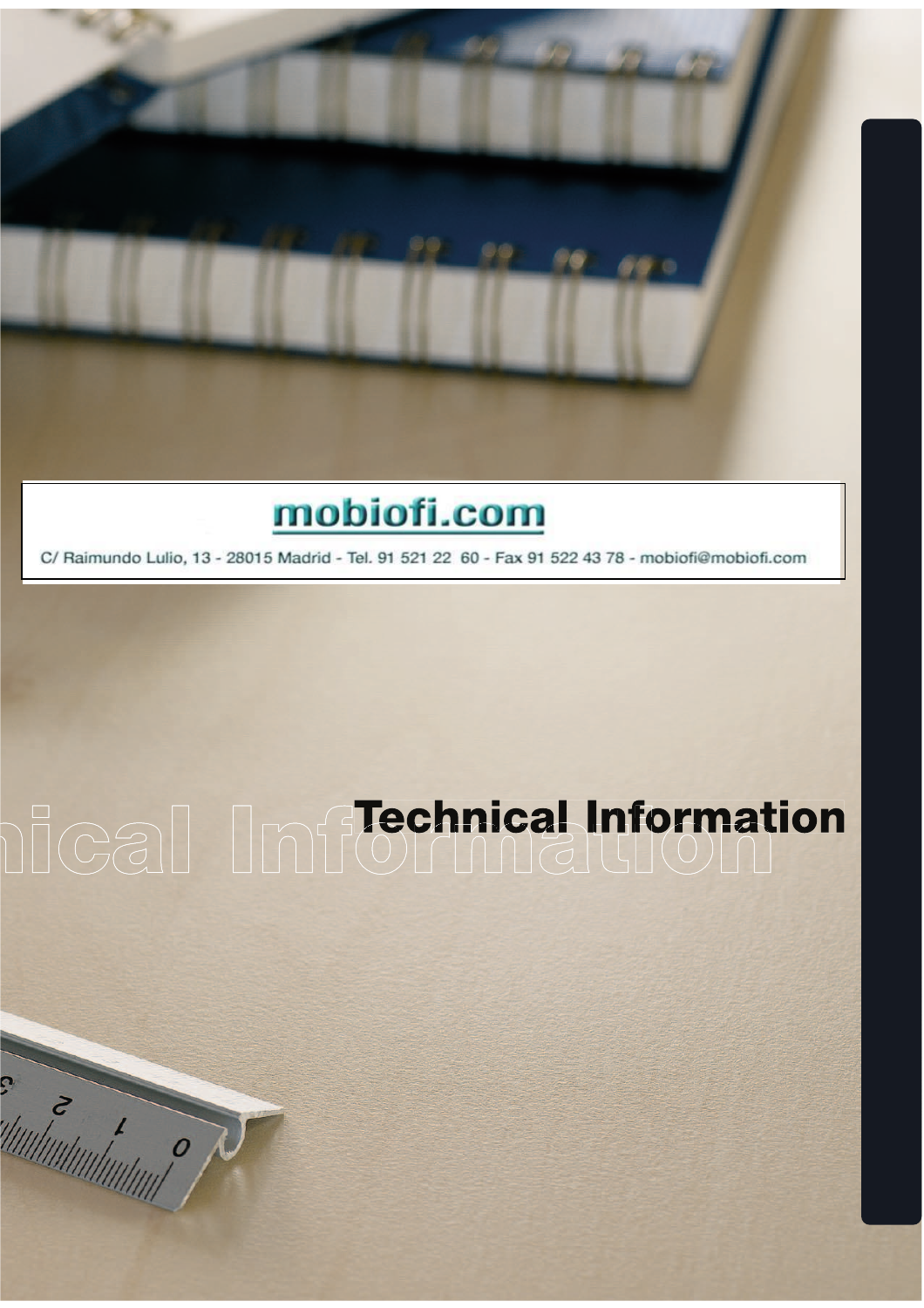**mobiofi.com**

C/ Raimundo Lulio, 13 - 28015 Madrid - Tel. 91 521 22 60 - Fax 91 522 43 78 - mobiofi@mobiofi.com

# Technical Information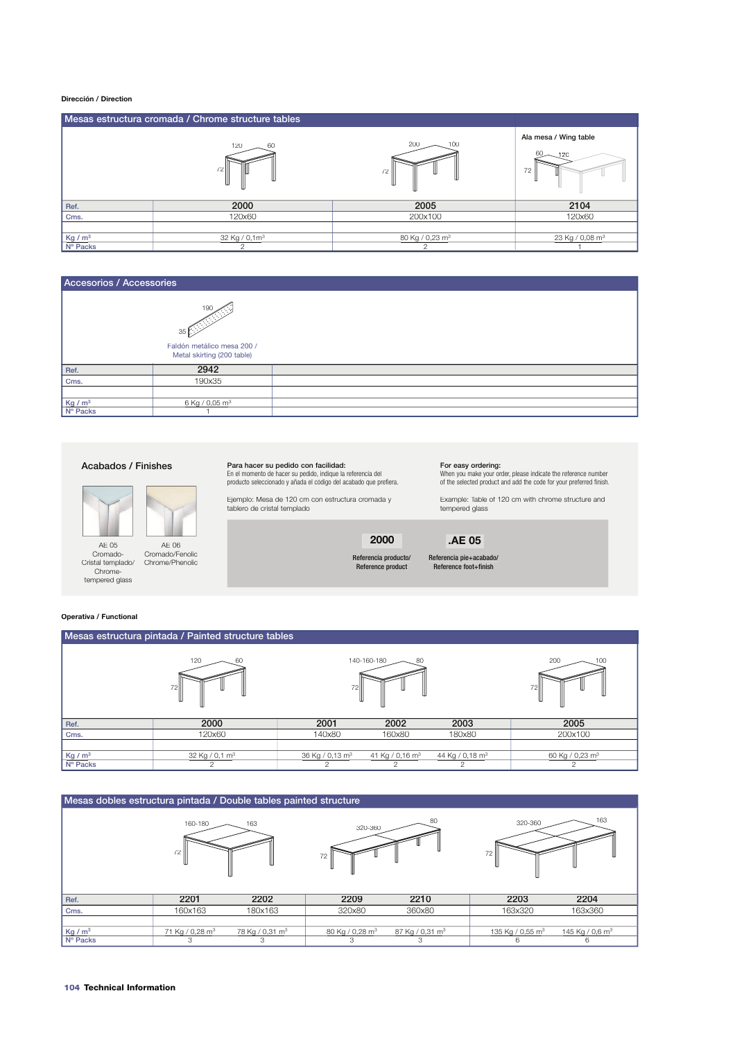**Dirección / Direction**

## Mesas estructura cromada / Chrome structure tables

Ala mesa / Wing table

| Ref. | 2000 | 2005 | 2104 |
|---|---|---|---|
| Cms. | 120x60 | 200x100 | 120x60 |
| Kg / m³ | 32 Kg / 0,1m³ | 80 Kg / 0,23 m³ | 23 Kg / 0,08 m³ |
| Nº Packs | 2 | 2 | 1 |

## Accesorios / Accessories

Faldón metálico mesa 200 / Metal skirting (200 table)

| Ref. | 2942 |
|---|---|
| Cms. | 190x35 |
| Kg / m³ | 6 Kg / 0,05 m³ |
| Nº Packs | 1 |

## Acabados / Finishes

AE 05 Cromado-Cristal templado/ Chrome-tempered glass

AE 06 Cromado/Fenolic Chrome/Phenolic

**Para hacer su pedido con facilidad:**
En el momento de hacer su pedido, indique la referencia del producto seleccionado y añada el código del acabado que prefiera.

Ejemplo: Mesa de 120 cm con estructura cromada y tablero de cristal templado

**For easy ordering:**
When you make your order, please indicate the reference number of the selected product and add the code for your preferred finish.

Example: Table of 120 cm with chrome structure and tempered glass

**2000** — Referencia producto/ Reference product

**.AE 05** — Referencia pie+acabado/ Reference foot+finish

**Operativa / Functional**

## Mesas estructura pintada / Painted structure tables

| Ref. | 2000 | 2001 | 2002 | 2003 | 2005 |
|---|---|---|---|---|---|
| Cms. | 120x60 | 140x80 | 160x80 | 180x80 | 200x100 |
| Kg / m³ | 32 Kg / 0,1 m³ | 36 Kg / 0,13 m³ | 41 Kg / 0,16 m³ | 44 Kg / 0,18 m³ | 60 Kg / 0,23 m³ |
| Nº Packs | 2 | 2 | 2 | 2 | 2 |

## Mesas dobles estructura pintada / Double tables painted structure

| Ref. | 2201 | 2202 | 2209 | 2210 | 2203 | 2204 |
|---|---|---|---|---|---|---|
| Cms. | 160x163 | 180x163 | 320x80 | 360x80 | 163x320 | 163x360 |
| Kg / m³ | 71 Kg / 0,28 m³ | 78 Kg / 0,31 m³ | 80 Kg / 0,28 m³ | 87 Kg / 0,31 m³ | 135 Kg / 0,55 m³ | 145 Kg / 0,6 m³ |
| Nº Packs | 3 | 3 | 3 | 3 | 6 | 6 |

104 Technical Information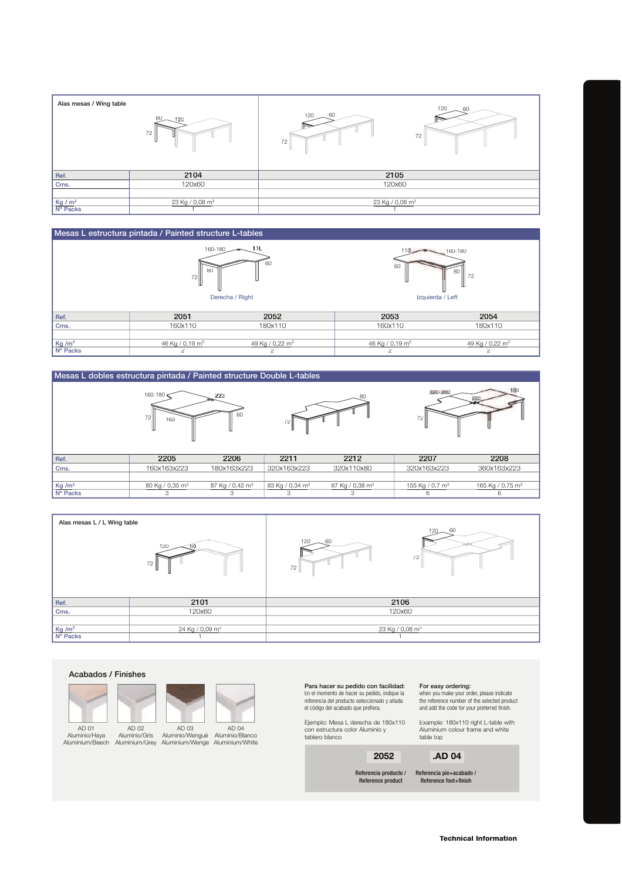## Alas mesas / Wing table

| Ref. | 2104 | 2105 |
|---|---|---|
| Cms. | 120x60 | 120x60 |
| | | |
| Kg / m³ | 23 Kg / 0,08 m³ | 23 Kg / 0,08 m³ |
| Nº Packs | 1 | 1 |

## Mesas L estructura pintada / Painted structure L-tables

Derecha / Right — Izquierda / Left

| Ref. | 2051 | 2052 | 2053 | 2054 |
|---|---|---|---|---|
| Cms. | 160x110 | 180x110 | 160x110 | 180x110 |
| | | | | |
| Kg /m³ | 46 Kg / 0,19 m³ | 49 Kg / 0,22 m³ | 46 Kg / 0,19 m³ | 49 Kg / 0,22 m³ |
| Nº Packs | 2 | 2 | 2 | 2 |

## Mesas L dobles estructura pintada / Painted structure Double L-tables

| Ref. | 2205 | 2206 | 2211 | 2212 | 2207 | 2208 |
|---|---|---|---|---|---|---|
| Cms. | 160x163x223 | 180x163x223 | 320x163x223 | 320x110x80 | 320x163x223 | 360x163x223 |
| | | | | | | |
| Kg /m³ | 80 Kg / 0,35 m³ | 87 Kg / 0,42 m³ | 83 Kg / 0,34 m³ | 87 Kg / 0,38 m³ | 155 Kg / 0,7 m³ | 165 Kg / 0,75 m³ |
| Nº Packs | 3 | 3 | 3 | 3 | 6 | 6 |

## Alas mesas L / L Wing table

| Ref. | 2101 | 2106 |
|---|---|---|
| Cms. | 120x60 | 120x60 |
| | | |
| Kg /m³ | 24 Kg / 0,09 m³ | 23 Kg / 0,08 m³ |
| Nº Packs | 1 | 1 |

## Acabados / Finishes

- AD 01 Aluminio/Haya Aluminium/Beech
- AD 02 Aluminio/Gris Aluminium/Grey
- AD 03 Aluminio/Wengué Aluminium/Wenge
- AD 04 Aluminio/Blanco Aluminium/White

**Para hacer su pedido con facilidad:** En el momento de hacer su pedido, indique la referencia del producto seleccionado y añada el código del acabado que prefiera.

Ejemplo: Mesa L derecha de 180x110 con estructura color Aluminio y tablero blanco

**For easy ordering:** when you make your order, please indicate the reference number of the selected product and add the code for your preferred finish.

Example: 180x110 right L-table with Aluminium colour frame and white table top

| 2052 | .AD 04 |
|---|---|
| Referencia producto / Reference product | Referencia pie+acabado / Reference foot+finish |

**Technical Information**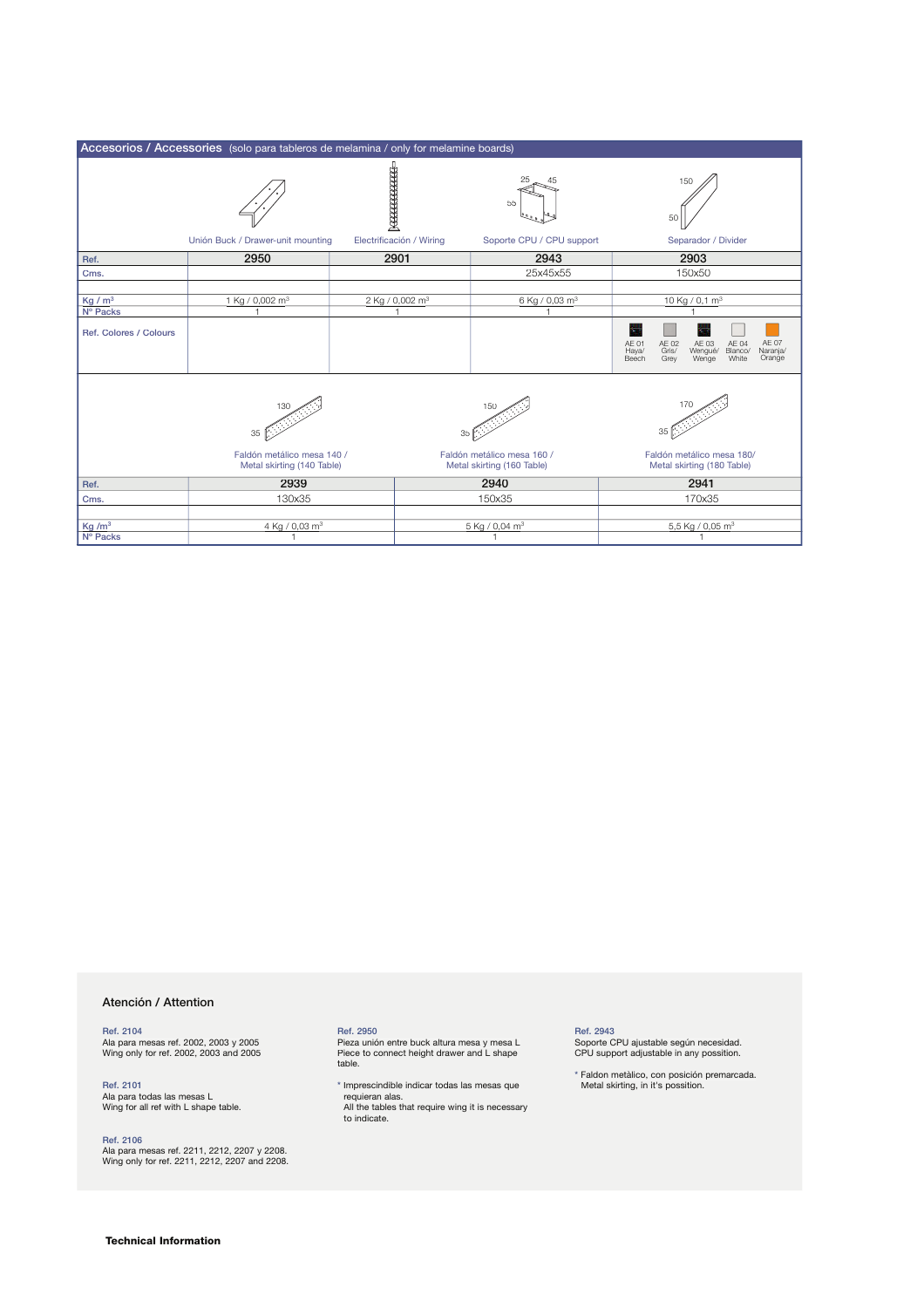## Accesorios / Accessories (solo para tableros de melamina / only for melamine boards)

| | Unión Buck / Drawer-unit mounting | Electrificación / Wiring | Soporte CPU / CPU support | Separador / Divider |
|---|---|---|---|---|
| Ref. | 2950 | 2901 | 2943 | 2903 |
| Cms. | | | 25x45x55 | 150x50 |
| Kg / m³ | 1 Kg / 0,002 m³ | 2 Kg / 0,002 m³ | 6 Kg / 0,03 m³ | 10 Kg / 0,1 m³ |
| Nº Packs | 1 | 1 | 1 | 1 |
| Ref. Colores / Colours | | | | AE 01 Haya/ Beech, AE 02 Gris/ Grey, AE 03 Wengué/ Wenge, AE 04 Blanco/ White, AE 07 Naranja/ Orange |

| | Faldón metálico mesa 140 / Metal skirting (140 Table) | Faldón metálico mesa 160 / Metal skirting (160 Table) | Faldón metálico mesa 180/ Metal skirting (180 Table) |
|---|---|---|---|
| Ref. | 2939 | 2940 | 2941 |
| Cms. | 130x35 | 150x35 | 170x35 |
| Kg /m³ | 4 Kg / 0,03 m³ | 5 Kg / 0,04 m³ | 5,5 Kg / 0,05 m³ |
| Nº Packs | 1 | 1 | 1 |

### Atención / Attention

**Ref. 2104**
Ala para mesas ref. 2002, 2003 y 2005
Wing only for ref. 2002, 2003 and 2005

**Ref. 2101**
Ala para todas las mesas L
Wing for all ref with L shape table.

**Ref. 2106**
Ala para mesas ref. 2211, 2212, 2207 y 2208.
Wing only for ref. 2211, 2212, 2207 and 2208.

**Ref. 2950**
Pieza unión entre buck altura mesa y mesa L
Piece to connect height drawer and L shape table.

* Imprescindible indicar todas las mesas que requieran alas.
All the tables that require wing it is necessary to indicate.

**Ref. 2943**
Soporte CPU ajustable según necesidad.
CPU support adjustable in any possition.

* Faldon metàlico, con posición premarcada.
Metal skirting, in it's possition.

**Technical Information**